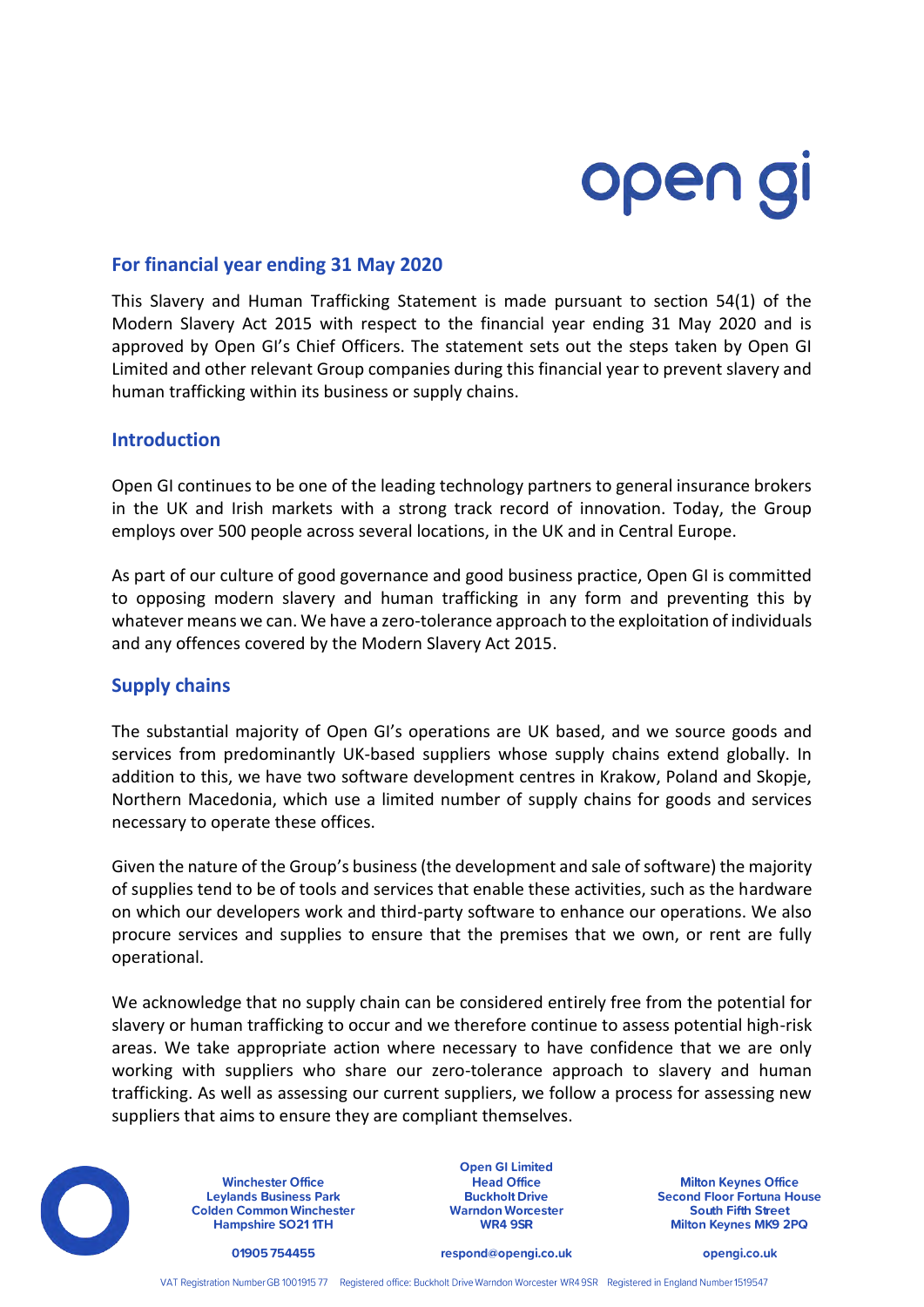## For financial year ending 31 May 2020

This Slavery and Human Trafficking Statement is made pursuant to section 54(1) of the Modern Slavery Act 2015 with respect to the financial year ending 31 May 2020 and is approved by Open GI's Chief Officers. The statement sets out the steps taken by Open GI Limited and other relevant Group companies during this financial year to prevent slavery and human trafficking within its business or supply chains.

## Introduction

Open GI continues to be one of the leading technology partners to general insurance brokers in the UK and Irish markets with a strong track record of innovation. Today, the Group employs over 500 people across several locations, in the UK and in Central Europe.

As part of our culture of good governance and good business practice, Open GI is committed to opposing modern slavery and human trafficking in any form and preventing this by whatever means we can. We have a zero-tolerance approach to the exploitation of individuals and any offences covered by the Modern Slavery Act 2015.

## Supply chains

The substantial majority of Open GI's operations are UK based, and we source goods and services from predominantly UK-based suppliers whose supply chains extend globally. In addition to this, we have two software development centres in Krakow, Poland and Skopje, Northern Macedonia, which use a limited number of supply chains for goods and services necessary to operate these offices.

Given the nature of the Group's business (the development and sale of software) the majority of supplies tend to be of tools and services that enable these activities, such as the hardware on which our developers work and third-party software to enhance our operations. We also procure services and supplies to ensure that the premises that we own, or rent are fully operational.

We acknowledge that no supply chain can be considered entirely free from the potential for slavery or human trafficking to occur and we therefore continue to assess potential high-risk areas. We take appropriate action where necessary to have confidence that we are only working with suppliers who share our zero-tolerance approach to slavery and human trafficking. As well as assessing our current suppliers, we follow a process for assessing new suppliers that aims to ensure they are compliant themselves.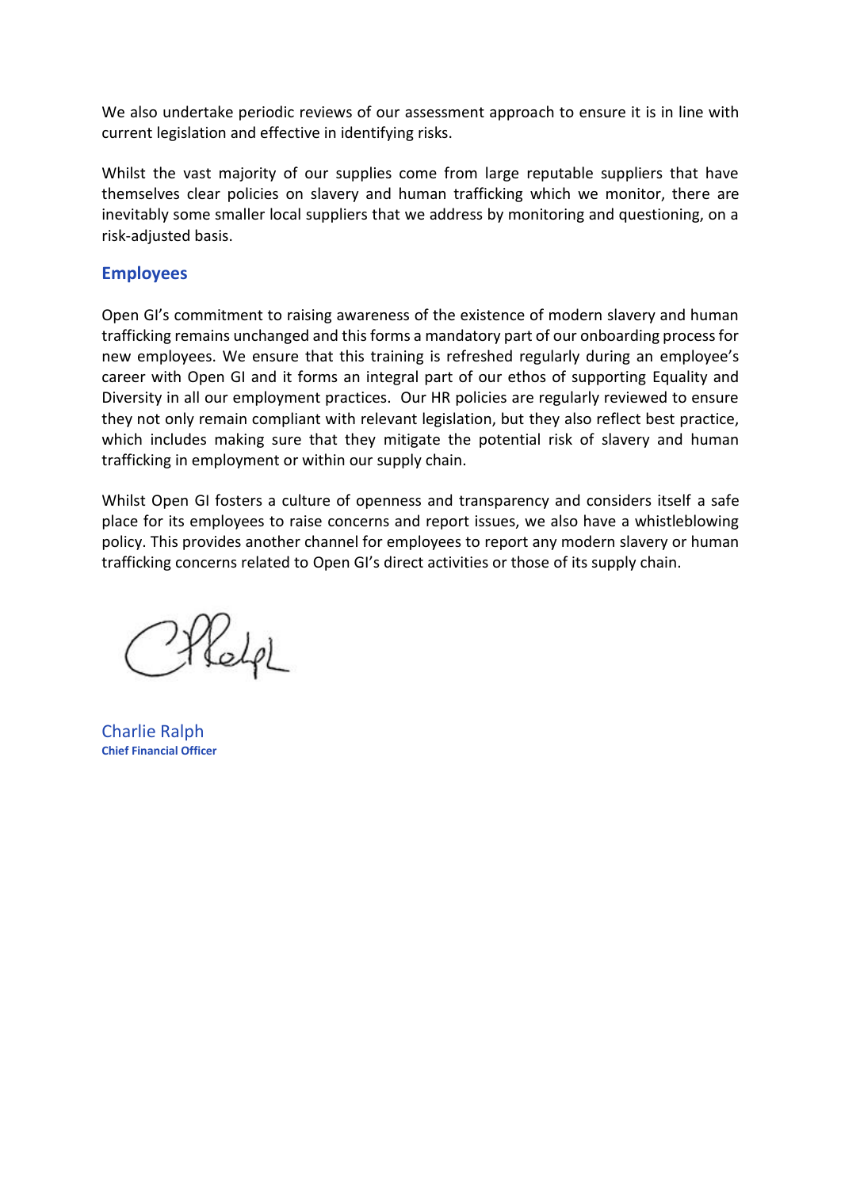We also undertake periodic reviews of our assessment approach to ensure it is in line with current legislation and effective in identifying risks.

Whilst the vast majority of our supplies come from large reputable suppliers that have themselves clear policies on slavery and human trafficking which we monitor, there are inevitably some smaller local suppliers that we address by monitoring and questioning, on a risk-adjusted basis.

## Employees

Open GI's commitment to raising awareness of the existence of modern slavery and human trafficking remains unchanged and this forms a mandatory part of our onboarding process for new employees. We ensure that this training is refreshed regularly during an employee's career with Open GI and it forms an integral part of our ethos of supporting Equality and Diversity in all our employment practices. Our HR policies are regularly reviewed to ensure they not only remain compliant with relevant legislation, but they also reflect best practice, which includes making sure that they mitigate the potential risk of slavery and human trafficking in employment or within our supply chain.

Whilst Open GI fosters a culture of openness and transparency and considers itself a safe place for its employees to raise concerns and report issues, we also have a whistleblowing policy. This provides another channel for employees to report any modern slavery or human trafficking concerns related to Open GI's direct activities or those of its supply chain.

Charlie Ralph
**Chief Financial Officer**